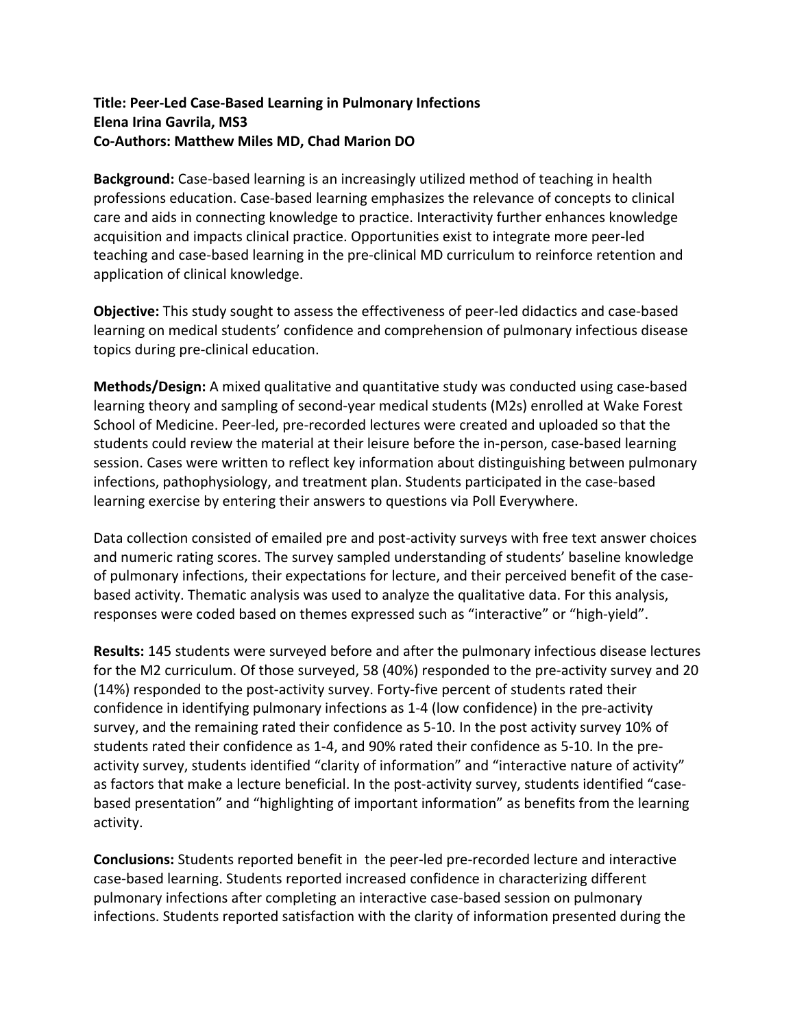**Title: Peer-Led Case-Based Learning in Pulmonary Infections**
**Elena Irina Gavrila, MS3**
**Co-Authors: Matthew Miles MD, Chad Marion DO**

**Background:** Case-based learning is an increasingly utilized method of teaching in health professions education. Case-based learning emphasizes the relevance of concepts to clinical care and aids in connecting knowledge to practice. Interactivity further enhances knowledge acquisition and impacts clinical practice. Opportunities exist to integrate more peer-led teaching and case-based learning in the pre-clinical MD curriculum to reinforce retention and application of clinical knowledge.

**Objective:** This study sought to assess the effectiveness of peer-led didactics and case-based learning on medical students' confidence and comprehension of pulmonary infectious disease topics during pre-clinical education.

**Methods/Design:** A mixed qualitative and quantitative study was conducted using case-based learning theory and sampling of second-year medical students (M2s) enrolled at Wake Forest School of Medicine. Peer-led, pre-recorded lectures were created and uploaded so that the students could review the material at their leisure before the in-person, case-based learning session. Cases were written to reflect key information about distinguishing between pulmonary infections, pathophysiology, and treatment plan. Students participated in the case-based learning exercise by entering their answers to questions via Poll Everywhere.

Data collection consisted of emailed pre and post-activity surveys with free text answer choices and numeric rating scores. The survey sampled understanding of students' baseline knowledge of pulmonary infections, their expectations for lecture, and their perceived benefit of the case-based activity. Thematic analysis was used to analyze the qualitative data. For this analysis, responses were coded based on themes expressed such as "interactive" or "high-yield".

**Results:** 145 students were surveyed before and after the pulmonary infectious disease lectures for the M2 curriculum. Of those surveyed, 58 (40%) responded to the pre-activity survey and 20 (14%) responded to the post-activity survey. Forty-five percent of students rated their confidence in identifying pulmonary infections as 1-4 (low confidence) in the pre-activity survey, and the remaining rated their confidence as 5-10. In the post activity survey 10% of students rated their confidence as 1-4, and 90% rated their confidence as 5-10. In the pre-activity survey, students identified "clarity of information" and "interactive nature of activity" as factors that make a lecture beneficial. In the post-activity survey, students identified "case-based presentation" and "highlighting of important information" as benefits from the learning activity.

**Conclusions:** Students reported benefit in the peer-led pre-recorded lecture and interactive case-based learning. Students reported increased confidence in characterizing different pulmonary infections after completing an interactive case-based session on pulmonary infections. Students reported satisfaction with the clarity of information presented during the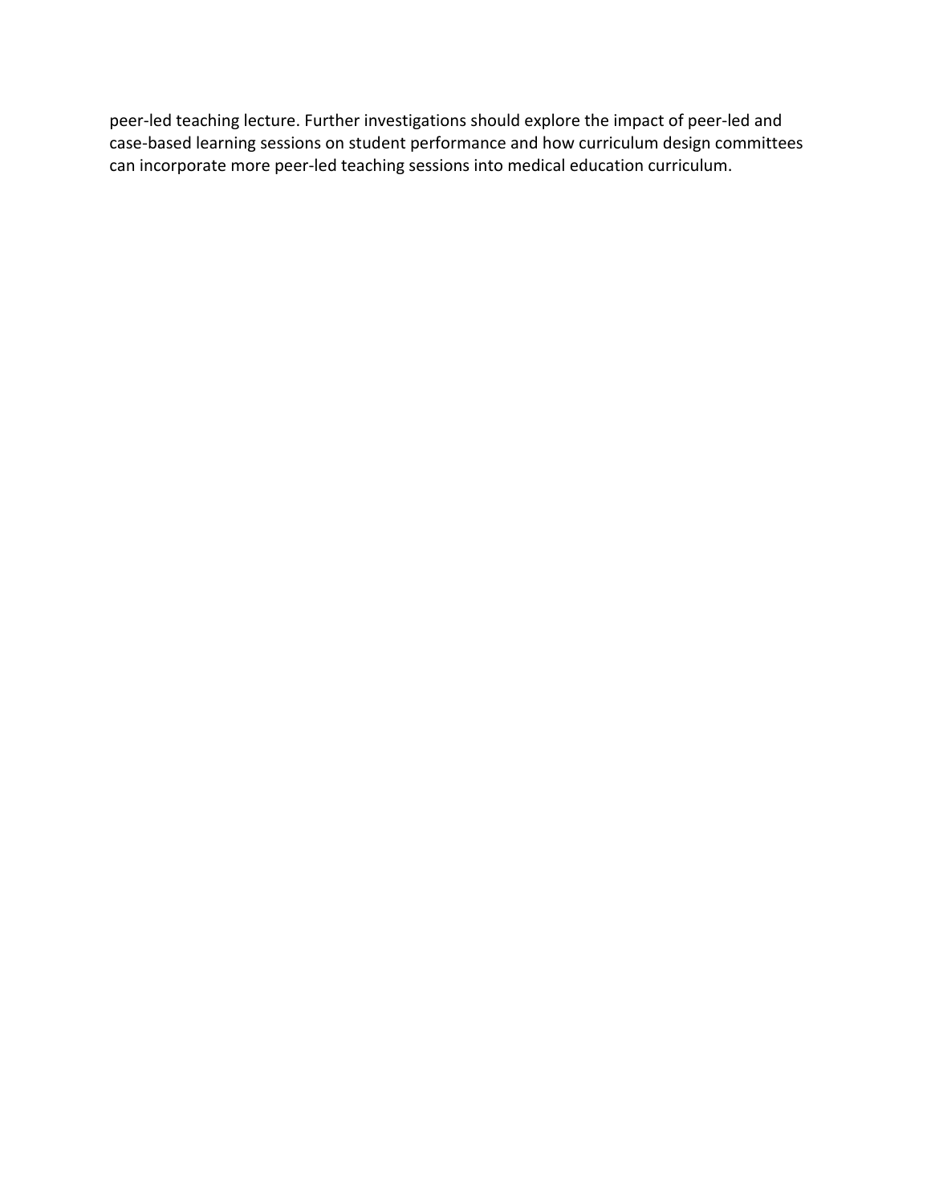peer-led teaching lecture. Further investigations should explore the impact of peer-led and case-based learning sessions on student performance and how curriculum design committees can incorporate more peer-led teaching sessions into medical education curriculum.